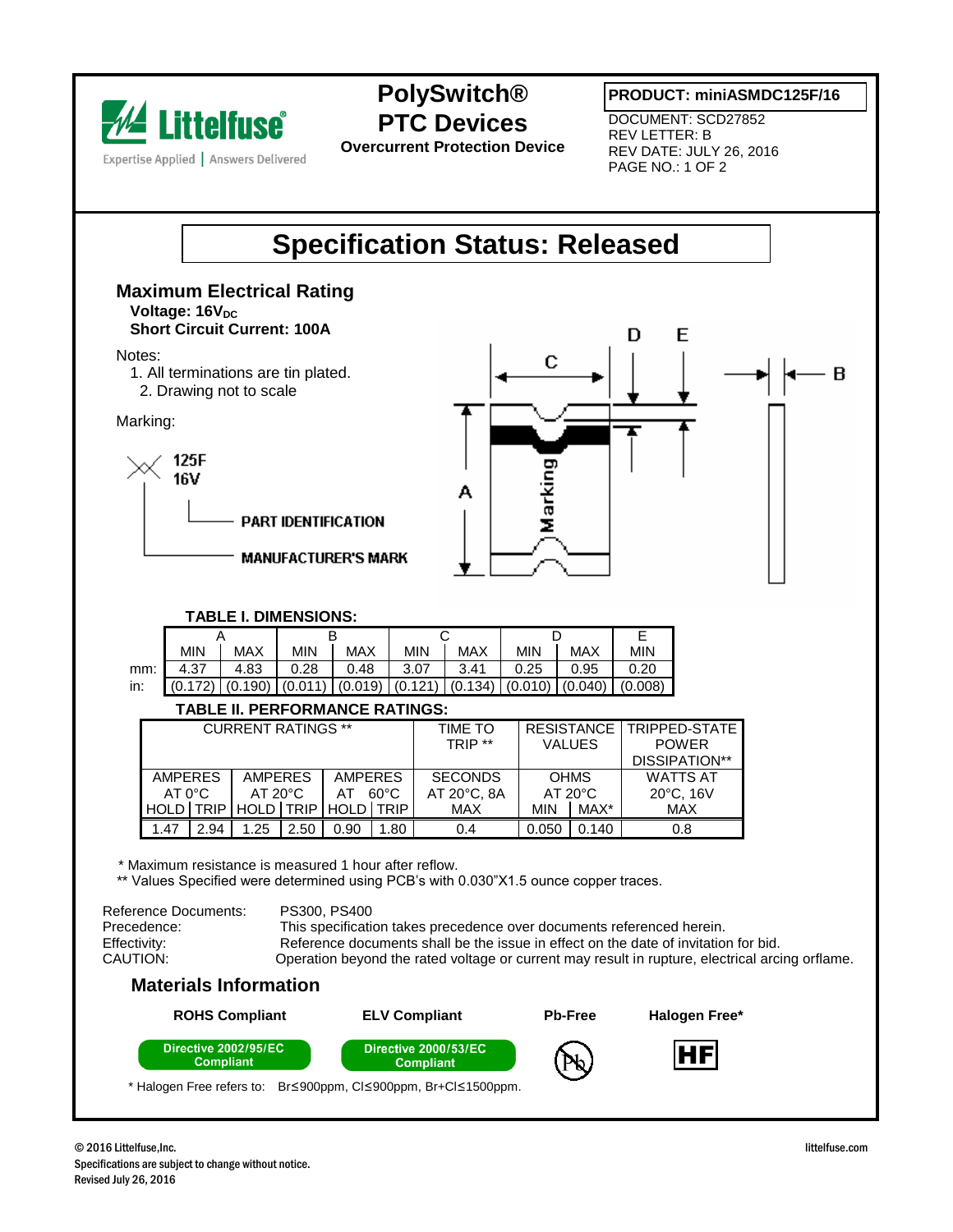Littelfuse®
Expertise Applied | Answers Delivered

# PolySwitch® PTC Devices

**Overcurrent Protection Device**

**PRODUCT: miniASMDC125F/16**

DOCUMENT: SCD27852
REV LETTER: B
REV DATE: JULY 26, 2016
PAGE NO.: 1 OF 2

# Specification Status: Released

## Maximum Electrical Rating

**Voltage: 16$V_{DC}$**
**Short Circuit Current: 100A**

Notes:
1. All terminations are tin plated.
2. Drawing not to scale

Marking:

125F
16V

PART IDENTIFICATION
MANUFACTURER'S MARK

**TABLE I. DIMENSIONS:**

| | A | | B | | C | | D | | E |
|---|---|---|---|---|---|---|---|---|---|
| | MIN | MAX | MIN | MAX | MIN | MAX | MIN | MAX | MIN |
| mm: | 4.37 | 4.83 | 0.28 | 0.48 | 3.07 | 3.41 | 0.25 | 0.95 | 0.20 |
| in: | (0.172) | (0.190) | (0.011) | (0.019) | (0.121) | (0.134) | (0.010) | (0.040) | (0.008) |

**TABLE II. PERFORMANCE RATINGS:**

| CURRENT RATINGS ** | | | | | | TIME TO TRIP ** | RESISTANCE VALUES | | TRIPPED-STATE POWER DISSIPATION** |
|---|---|---|---|---|---|---|---|---|---|
| AMPERES AT 0°C | | AMPERES AT 20°C | | AMPERES AT 60°C | | SECONDS AT 20°C, 8A | OHMS AT 20°C | | WATTS AT 20°C, 16V |
| HOLD | TRIP | HOLD | TRIP | HOLD | TRIP | MAX | MIN | MAX* | MAX |
| 1.47 | 2.94 | 1.25 | 2.50 | 0.90 | 1.80 | 0.4 | 0.050 | 0.140 | 0.8 |

\* Maximum resistance is measured 1 hour after reflow.
** Values Specified were determined using PCB's with 0.030"X1.5 ounce copper traces.

Reference Documents: PS300, PS400
Precedence: This specification takes precedence over documents referenced herein.
Effectivity: Reference documents shall be the issue in effect on the date of invitation for bid.
CAUTION: Operation beyond the rated voltage or current may result in rupture, electrical arcing orflame.

## Materials Information

| ROHS Compliant | ELV Compliant | Pb-Free | Halogen Free* |
|---|---|---|---|
| Directive 2002/95/EC Compliant | Directive 2000/53/EC Compliant | Pb | HF |

\* Halogen Free refers to: Br≤900ppm, Cl≤900ppm, Br+Cl≤1500ppm.

© 2016 Littelfuse,Inc.
Specifications are subject to change without notice.
Revised July 26, 2016

littelfuse.com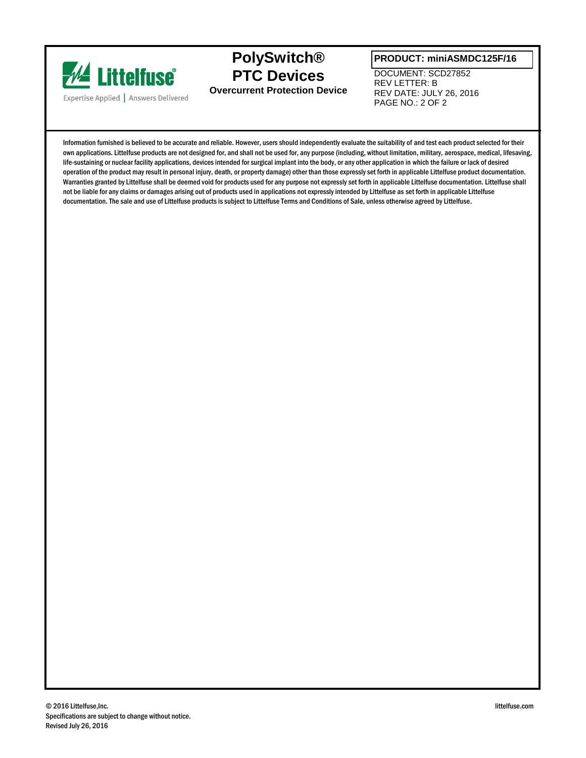# PolySwitch® PTC Devices

**Overcurrent Protection Device**

**PRODUCT: miniASMDC125F/16**

DOCUMENT: SCD27852
REV LETTER: B
REV DATE: JULY 26, 2016

Information furnished is believed to be accurate and reliable. However, users should independently evaluate the suitability of and test each product selected for their own applications. Littelfuse products are not designed for, and shall not be used for, any purpose (including, without limitation, military, aerospace, medical, lifesaving, life-sustaining or nuclear facility applications, devices intended for surgical implant into the body, or any other application in which the failure or lack of desired operation of the product may result in personal injury, death, or property damage) other than those expressly set forth in applicable Littelfuse product documentation. Warranties granted by Littelfuse shall be deemed void for products used for any purpose not expressly set forth in applicable Littelfuse documentation. Littelfuse shall not be liable for any claims or damages arising out of products used in applications not expressly intended by Littelfuse as set forth in applicable Littelfuse documentation. The sale and use of Littelfuse products is subject to Littelfuse Terms and Conditions of Sale, unless otherwise agreed by Littelfuse.

© 2016 Littelfuse,Inc.
Specifications are subject to change without notice.
Revised July 26, 2016

littelfuse.com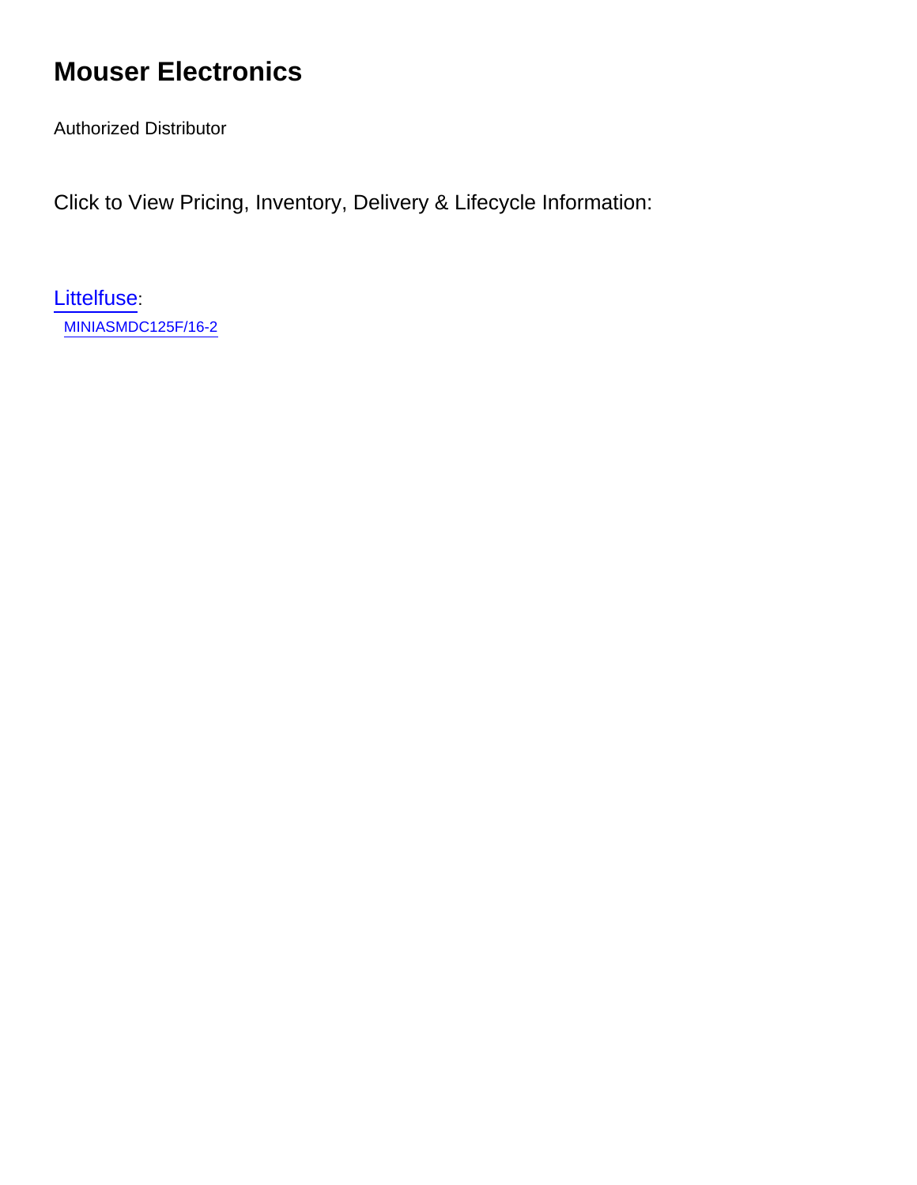# Mouser Electronics

Authorized Distributor

Click to View Pricing, Inventory, Delivery & Lifecycle Information:

Littelfuse:

MINIASMDC125F/16-2